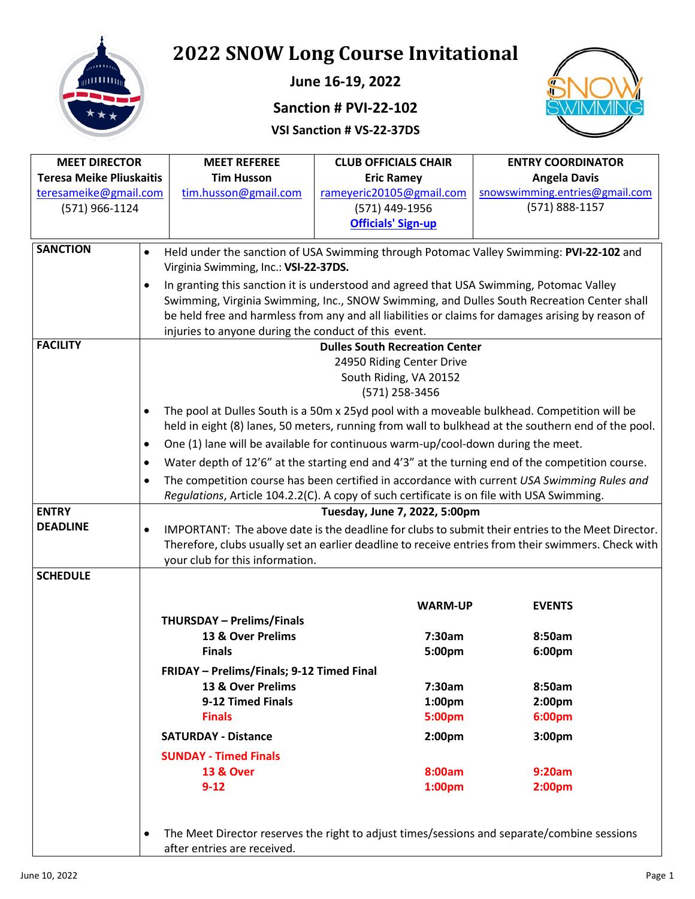# 2022 SNOW Long Course Invitational

**June 16-19, 2022**

**Sanction # PVI-22-102**

**VSI Sanction # VS-22-37DS**

| MEET DIRECTOR | MEET REFEREE | CLUB OFFICIALS CHAIR | ENTRY COORDINATOR |
|---|---|---|---|
| **Teresa Meike Pliuskaitis**<br>teresameike@gmail.com<br>(571) 966-1124 | **Tim Husson**<br>tim.husson@gmail.com | **Eric Ramey**<br>rameyeric20105@gmail.com<br>(571) 449-1956<br>**Officials' Sign-up** | **Angela Davis**<br>snowswimming.entries@gmail.com<br>(571) 888-1157 |

**SANCTION**

- Held under the sanction of USA Swimming through Potomac Valley Swimming: **PVI-22-102** and Virginia Swimming, Inc.: **VSI-22-37DS.**
- In granting this sanction it is understood and agreed that USA Swimming, Potomac Valley Swimming, Virginia Swimming, Inc., SNOW Swimming, and Dulles South Recreation Center shall be held free and harmless from any and all liabilities or claims for damages arising by reason of injuries to anyone during the conduct of this event.

**FACILITY**

**Dulles South Recreation Center**
24950 Riding Center Drive
South Riding, VA 20152
(571) 258-3456

- The pool at Dulles South is a 50m x 25yd pool with a moveable bulkhead. Competition will be held in eight (8) lanes, 50 meters, running from wall to bulkhead at the southern end of the pool.
- One (1) lane will be available for continuous warm-up/cool-down during the meet.
- Water depth of 12'6" at the starting end and 4'3" at the turning end of the competition course.
- The competition course has been certified in accordance with current *USA Swimming Rules and Regulations*, Article 104.2.2(C). A copy of such certificate is on file with USA Swimming.

**ENTRY DEADLINE**

**Tuesday, June 7, 2022, 5:00pm**

- IMPORTANT: The above date is the deadline for clubs to submit their entries to the Meet Director. Therefore, clubs usually set an earlier deadline to receive entries from their swimmers. Check with your club for this information.

**SCHEDULE**

| | WARM-UP | EVENTS |
|---|---|---|
| **THURSDAY – Prelims/Finals** | | |
| **13 & Over Prelims** | **7:30am** | **8:50am** |
| **Finals** | **5:00pm** | **6:00pm** |
| **FRIDAY – Prelims/Finals; 9-12 Timed Final** | | |
| **13 & Over Prelims** | **7:30am** | **8:50am** |
| **9-12 Timed Finals** | **1:00pm** | **2:00pm** |
| **Finals** | **5:00pm** | **6:00pm** |
| **SATURDAY - Distance** | **2:00pm** | **3:00pm** |
| **SUNDAY - Timed Finals** | | |
| **13 & Over** | **8:00am** | **9:20am** |
| **9-12** | **1:00pm** | **2:00pm** |

- The Meet Director reserves the right to adjust times/sessions and separate/combine sessions after entries are received.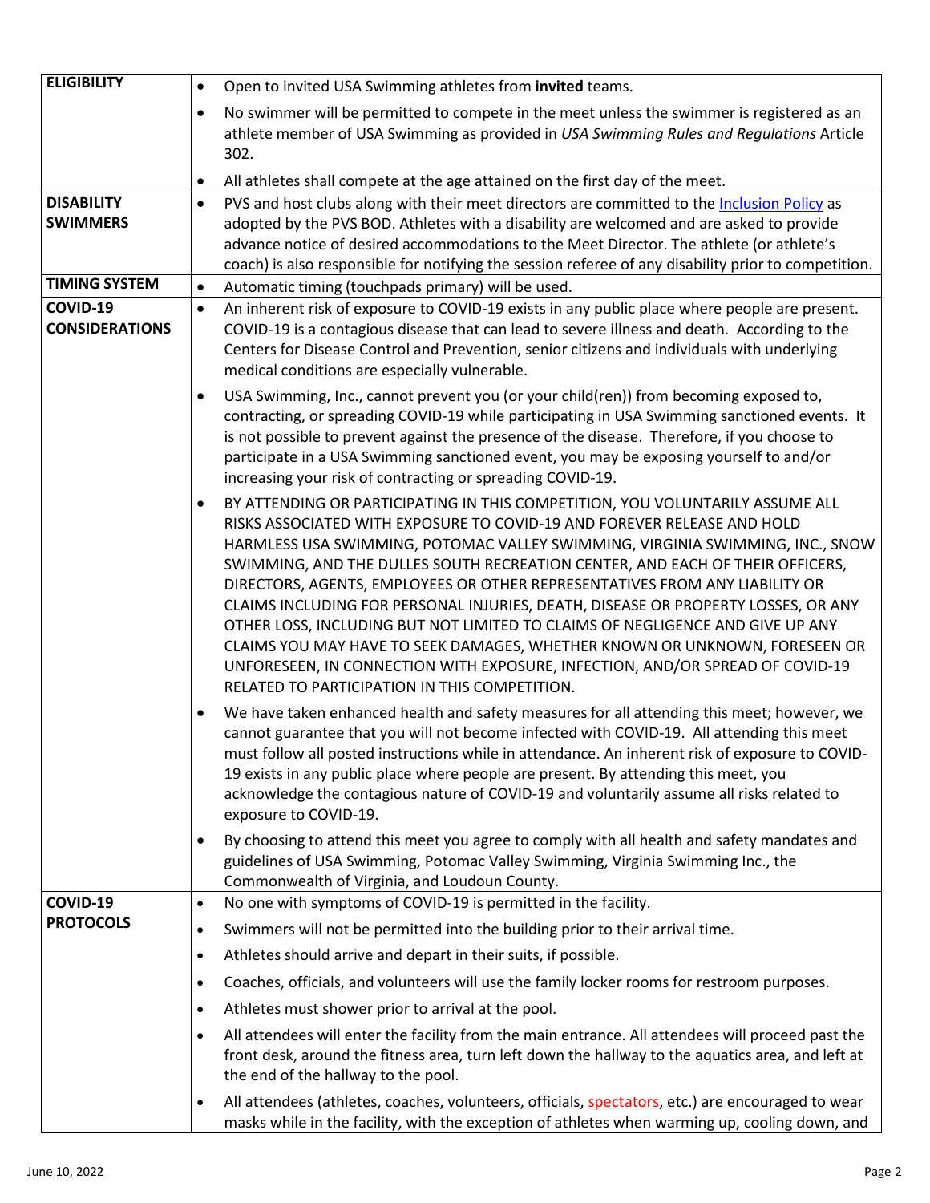| | |
|---|---|
| **ELIGIBILITY** | • Open to invited USA Swimming athletes from **invited** teams.<br>• No swimmer will be permitted to compete in the meet unless the swimmer is registered as an athlete member of USA Swimming as provided in *USA Swimming Rules and Regulations* Article 302.<br>• All athletes shall compete at the age attained on the first day of the meet. |
| **DISABILITY SWIMMERS** | • PVS and host clubs along with their meet directors are committed to the Inclusion Policy as adopted by the PVS BOD. Athletes with a disability are welcomed and are asked to provide advance notice of desired accommodations to the Meet Director. The athlete (or athlete's coach) is also responsible for notifying the session referee of any disability prior to competition. |
| **TIMING SYSTEM** | • Automatic timing (touchpads primary) will be used. |
| **COVID-19 CONSIDERATIONS** | • An inherent risk of exposure to COVID-19 exists in any public place where people are present. COVID-19 is a contagious disease that can lead to severe illness and death. According to the Centers for Disease Control and Prevention, senior citizens and individuals with underlying medical conditions are especially vulnerable.<br>• USA Swimming, Inc., cannot prevent you (or your child(ren)) from becoming exposed to, contracting, or spreading COVID-19 while participating in USA Swimming sanctioned events. It is not possible to prevent against the presence of the disease. Therefore, if you choose to participate in a USA Swimming sanctioned event, you may be exposing yourself to and/or increasing your risk of contracting or spreading COVID-19.<br>• BY ATTENDING OR PARTICIPATING IN THIS COMPETITION, YOU VOLUNTARILY ASSUME ALL RISKS ASSOCIATED WITH EXPOSURE TO COVID-19 AND FOREVER RELEASE AND HOLD HARMLESS USA SWIMMING, POTOMAC VALLEY SWIMMING, VIRGINIA SWIMMING, INC., SNOW SWIMMING, AND THE DULLES SOUTH RECREATION CENTER, AND EACH OF THEIR OFFICERS, DIRECTORS, AGENTS, EMPLOYEES OR OTHER REPRESENTATIVES FROM ANY LIABILITY OR CLAIMS INCLUDING FOR PERSONAL INJURIES, DEATH, DISEASE OR PROPERTY LOSSES, OR ANY OTHER LOSS, INCLUDING BUT NOT LIMITED TO CLAIMS OF NEGLIGENCE AND GIVE UP ANY CLAIMS YOU MAY HAVE TO SEEK DAMAGES, WHETHER KNOWN OR UNKNOWN, FORESEEN OR UNFORESEEN, IN CONNECTION WITH EXPOSURE, INFECTION, AND/OR SPREAD OF COVID-19 RELATED TO PARTICIPATION IN THIS COMPETITION.<br>• We have taken enhanced health and safety measures for all attending this meet; however, we cannot guarantee that you will not become infected with COVID-19. All attending this meet must follow all posted instructions while in attendance. An inherent risk of exposure to COVID-19 exists in any public place where people are present. By attending this meet, you acknowledge the contagious nature of COVID-19 and voluntarily assume all risks related to exposure to COVID-19.<br>• By choosing to attend this meet you agree to comply with all health and safety mandates and guidelines of USA Swimming, Potomac Valley Swimming, Virginia Swimming Inc., the Commonwealth of Virginia, and Loudoun County. |
| **COVID-19 PROTOCOLS** | • No one with symptoms of COVID-19 is permitted in the facility.<br>• Swimmers will not be permitted into the building prior to their arrival time.<br>• Athletes should arrive and depart in their suits, if possible.<br>• Coaches, officials, and volunteers will use the family locker rooms for restroom purposes.<br>• Athletes must shower prior to arrival at the pool.<br>• All attendees will enter the facility from the main entrance. All attendees will proceed past the front desk, around the fitness area, turn left down the hallway to the aquatics area, and left at the end of the hallway to the pool.<br>• All attendees (athletes, coaches, volunteers, officials, spectators, etc.) are encouraged to wear masks while in the facility, with the exception of athletes when warming up, cooling down, and |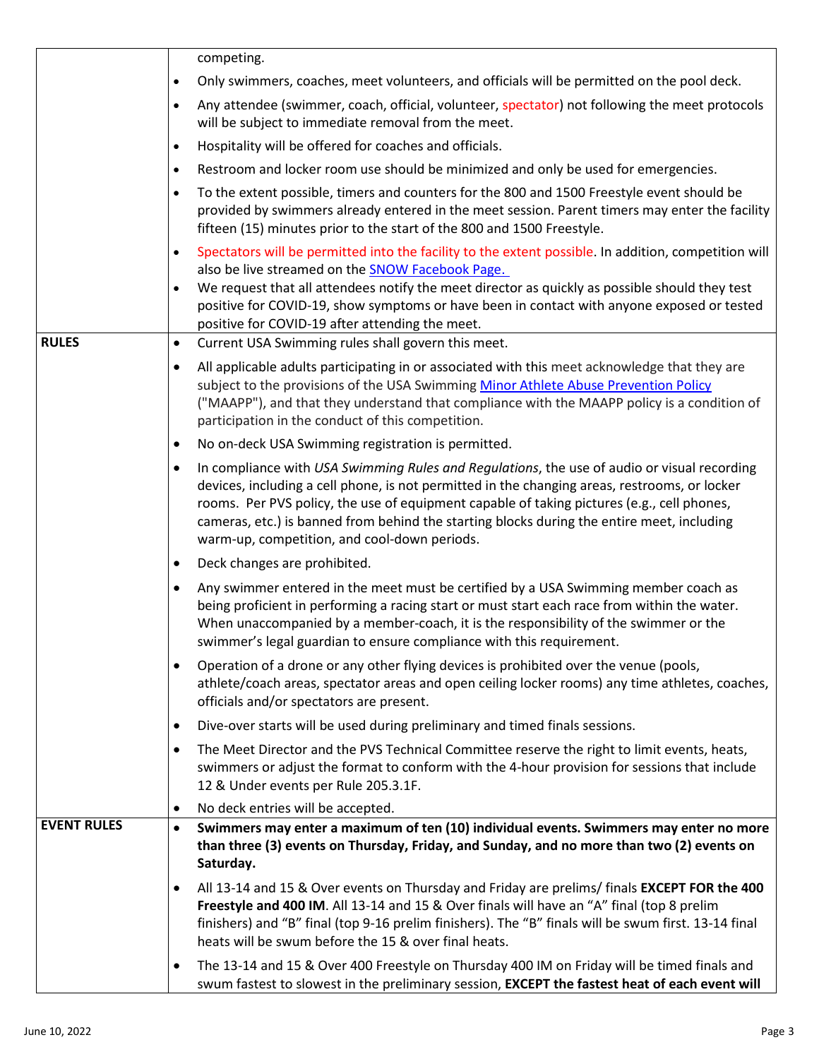| | |
|---|---|
| | competing.<br>• Only swimmers, coaches, meet volunteers, and officials will be permitted on the pool deck.<br>• Any attendee (swimmer, coach, official, volunteer, spectator) not following the meet protocols will be subject to immediate removal from the meet.<br>• Hospitality will be offered for coaches and officials.<br>• Restroom and locker room use should be minimized and only be used for emergencies.<br>• To the extent possible, timers and counters for the 800 and 1500 Freestyle event should be provided by swimmers already entered in the meet session. Parent timers may enter the facility fifteen (15) minutes prior to the start of the 800 and 1500 Freestyle.<br>• Spectators will be permitted into the facility to the extent possible. In addition, competition will also be live streamed on the SNOW Facebook Page.<br>• We request that all attendees notify the meet director as quickly as possible should they test positive for COVID-19, show symptoms or have been in contact with anyone exposed or tested positive for COVID-19 after attending the meet. |
| **RULES** | • Current USA Swimming rules shall govern this meet.<br>• All applicable adults participating in or associated with this meet acknowledge that they are subject to the provisions of the USA Swimming Minor Athlete Abuse Prevention Policy ("MAAPP"), and that they understand that compliance with the MAAPP policy is a condition of participation in the conduct of this competition.<br>• No on-deck USA Swimming registration is permitted.<br>• In compliance with *USA Swimming Rules and Regulations*, the use of audio or visual recording devices, including a cell phone, is not permitted in the changing areas, restrooms, or locker rooms. Per PVS policy, the use of equipment capable of taking pictures (e.g., cell phones, cameras, etc.) is banned from behind the starting blocks during the entire meet, including warm-up, competition, and cool-down periods.<br>• Deck changes are prohibited.<br>• Any swimmer entered in the meet must be certified by a USA Swimming member coach as being proficient in performing a racing start or must start each race from within the water. When unaccompanied by a member-coach, it is the responsibility of the swimmer or the swimmer's legal guardian to ensure compliance with this requirement.<br>• Operation of a drone or any other flying devices is prohibited over the venue (pools, athlete/coach areas, spectator areas and open ceiling locker rooms) any time athletes, coaches, officials and/or spectators are present.<br>• Dive-over starts will be used during preliminary and timed finals sessions.<br>• The Meet Director and the PVS Technical Committee reserve the right to limit events, heats, swimmers or adjust the format to conform with the 4-hour provision for sessions that include 12 & Under events per Rule 205.3.1F.<br>• No deck entries will be accepted. |
| **EVENT RULES** | • **Swimmers may enter a maximum of ten (10) individual events. Swimmers may enter no more than three (3) events on Thursday, Friday, and Sunday, and no more than two (2) events on Saturday.**<br>• All 13-14 and 15 & Over events on Thursday and Friday are prelims/ finals **EXCEPT FOR the 400 Freestyle and 400 IM**. All 13-14 and 15 & Over finals will have an "A" final (top 8 prelim finishers) and "B" final (top 9-16 prelim finishers). The "B" finals will be swum first. 13-14 final heats will be swum before the 15 & over final heats.<br>• The 13-14 and 15 & Over 400 Freestyle on Thursday 400 IM on Friday will be timed finals and swum fastest to slowest in the preliminary session, **EXCEPT the fastest heat of each event will** |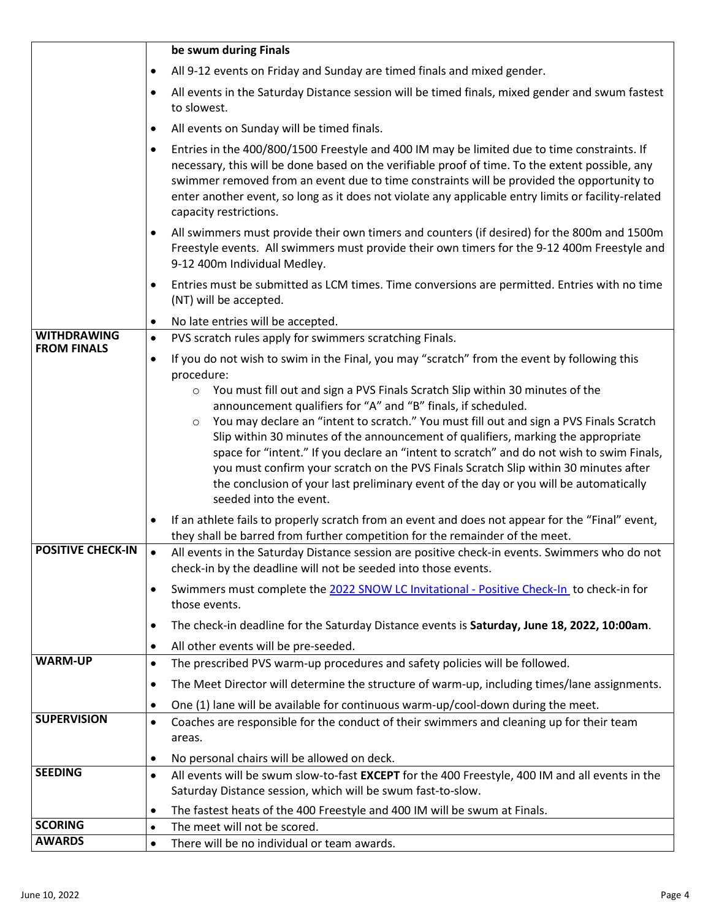| | |
|---|---|
| | **be swum during Finals**<br>• All 9-12 events on Friday and Sunday are timed finals and mixed gender.<br>• All events in the Saturday Distance session will be timed finals, mixed gender and swum fastest to slowest.<br>• All events on Sunday will be timed finals.<br>• Entries in the 400/800/1500 Freestyle and 400 IM may be limited due to time constraints. If necessary, this will be done based on the verifiable proof of time. To the extent possible, any swimmer removed from an event due to time constraints will be provided the opportunity to enter another event, so long as it does not violate any applicable entry limits or facility-related capacity restrictions.<br>• All swimmers must provide their own timers and counters (if desired) for the 800m and 1500m Freestyle events. All swimmers must provide their own timers for the 9-12 400m Freestyle and 9-12 400m Individual Medley.<br>• Entries must be submitted as LCM times. Time conversions are permitted. Entries with no time (NT) will be accepted.<br>• No late entries will be accepted. |
| **WITHDRAWING FROM FINALS** | • PVS scratch rules apply for swimmers scratching Finals.<br>• If you do not wish to swim in the Final, you may "scratch" from the event by following this procedure:<br>  ○ You must fill out and sign a PVS Finals Scratch Slip within 30 minutes of the announcement qualifiers for "A" and "B" finals, if scheduled.<br>  ○ You may declare an "intent to scratch." You must fill out and sign a PVS Finals Scratch Slip within 30 minutes of the announcement of qualifiers, marking the appropriate space for "intent." If you declare an "intent to scratch" and do not wish to swim Finals, you must confirm your scratch on the PVS Finals Scratch Slip within 30 minutes after the conclusion of your last preliminary event of the day or you will be automatically seeded into the event.<br>• If an athlete fails to properly scratch from an event and does not appear for the "Final" event, they shall be barred from further competition for the remainder of the meet. |
| **POSITIVE CHECK-IN** | • All events in the Saturday Distance session are positive check-in events. Swimmers who do not check-in by the deadline will not be seeded into those events.<br>• Swimmers must complete the 2022 SNOW LC Invitational - Positive Check-In to check-in for those events.<br>• The check-in deadline for the Saturday Distance events is **Saturday, June 18, 2022, 10:00am**.<br>• All other events will be pre-seeded. |
| **WARM-UP** | • The prescribed PVS warm-up procedures and safety policies will be followed.<br>• The Meet Director will determine the structure of warm-up, including times/lane assignments.<br>• One (1) lane will be available for continuous warm-up/cool-down during the meet. |
| **SUPERVISION** | • Coaches are responsible for the conduct of their swimmers and cleaning up for their team areas.<br>• No personal chairs will be allowed on deck. |
| **SEEDING** | • All events will be swum slow-to-fast **EXCEPT** for the 400 Freestyle, 400 IM and all events in the Saturday Distance session, which will be swum fast-to-slow.<br>• The fastest heats of the 400 Freestyle and 400 IM will be swum at Finals. |
| **SCORING** | • The meet will not be scored. |
| **AWARDS** | • There will be no individual or team awards. |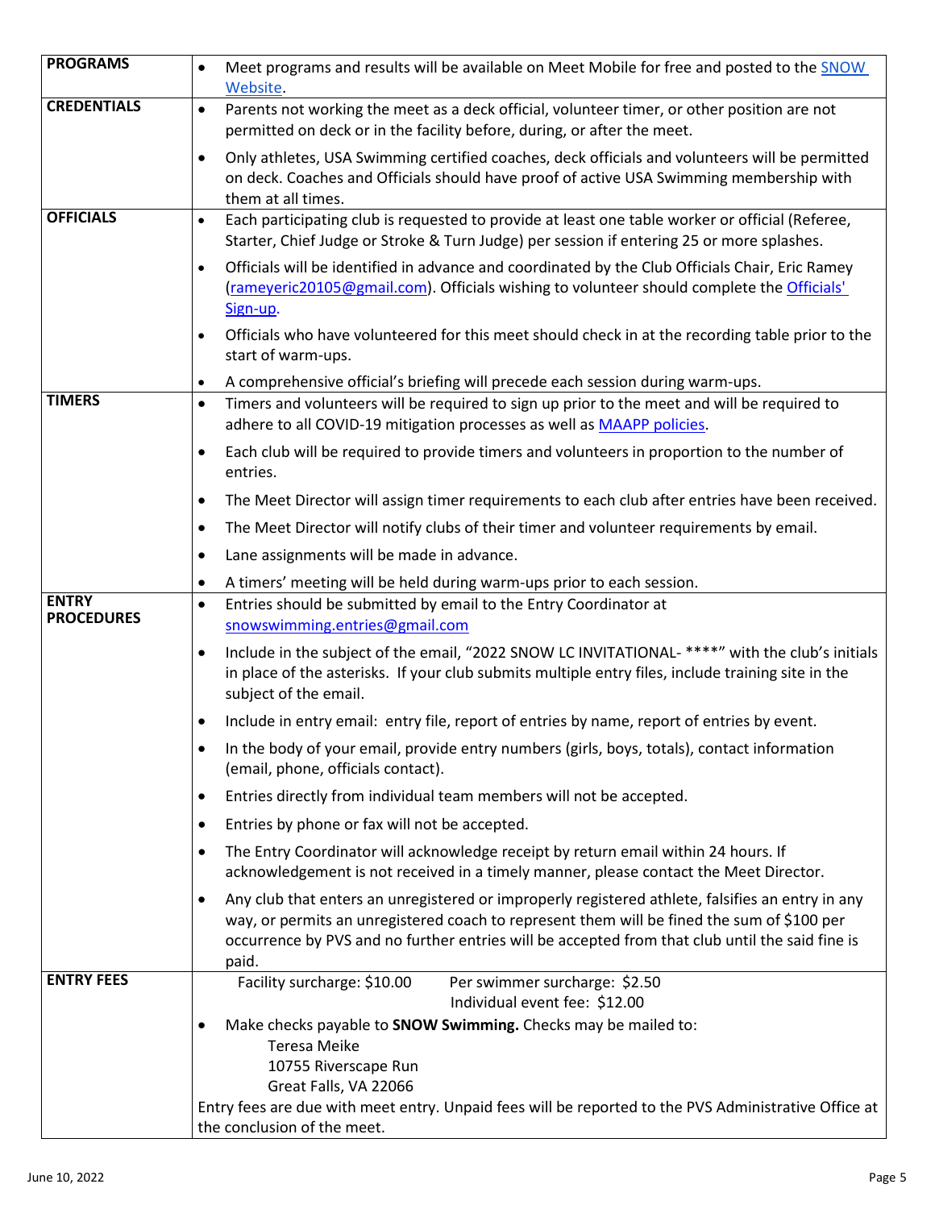| | |
|---|---|
| **PROGRAMS** | • Meet programs and results will be available on Meet Mobile for free and posted to the SNOW Website. |
| **CREDENTIALS** | • Parents not working the meet as a deck official, volunteer timer, or other position are not permitted on deck or in the facility before, during, or after the meet.<br>• Only athletes, USA Swimming certified coaches, deck officials and volunteers will be permitted on deck. Coaches and Officials should have proof of active USA Swimming membership with them at all times. |
| **OFFICIALS** | • Each participating club is requested to provide at least one table worker or official (Referee, Starter, Chief Judge or Stroke & Turn Judge) per session if entering 25 or more splashes.<br>• Officials will be identified in advance and coordinated by the Club Officials Chair, Eric Ramey (rameyeric20105@gmail.com). Officials wishing to volunteer should complete the Officials' Sign-up.<br>• Officials who have volunteered for this meet should check in at the recording table prior to the start of warm-ups.<br>• A comprehensive official's briefing will precede each session during warm-ups. |
| **TIMERS** | • Timers and volunteers will be required to sign up prior to the meet and will be required to adhere to all COVID-19 mitigation processes as well as MAAPP policies.<br>• Each club will be required to provide timers and volunteers in proportion to the number of entries.<br>• The Meet Director will assign timer requirements to each club after entries have been received.<br>• The Meet Director will notify clubs of their timer and volunteer requirements by email.<br>• Lane assignments will be made in advance.<br>• A timers' meeting will be held during warm-ups prior to each session. |
| **ENTRY PROCEDURES** | • Entries should be submitted by email to the Entry Coordinator at snowswimming.entries@gmail.com<br>• Include in the subject of the email, "2022 SNOW LC INVITATIONAL- ****" with the club's initials in place of the asterisks. If your club submits multiple entry files, include training site in the subject of the email.<br>• Include in entry email: entry file, report of entries by name, report of entries by event.<br>• In the body of your email, provide entry numbers (girls, boys, totals), contact information (email, phone, officials contact).<br>• Entries directly from individual team members will not be accepted.<br>• Entries by phone or fax will not be accepted.<br>• The Entry Coordinator will acknowledge receipt by return email within 24 hours. If acknowledgement is not received in a timely manner, please contact the Meet Director.<br>• Any club that enters an unregistered or improperly registered athlete, falsifies an entry in any way, or permits an unregistered coach to represent them will be fined the sum of $100 per occurrence by PVS and no further entries will be accepted from that club until the said fine is paid. |
| **ENTRY FEES** | Facility surcharge: $10.00 &nbsp;&nbsp;&nbsp; Per swimmer surcharge: $2.50<br>Individual event fee: $12.00<br>• Make checks payable to **SNOW Swimming.** Checks may be mailed to:<br>Teresa Meike<br>10755 Riverscape Run<br>Great Falls, VA 22066<br>Entry fees are due with meet entry. Unpaid fees will be reported to the PVS Administrative Office at the conclusion of the meet. |

June 10, 2022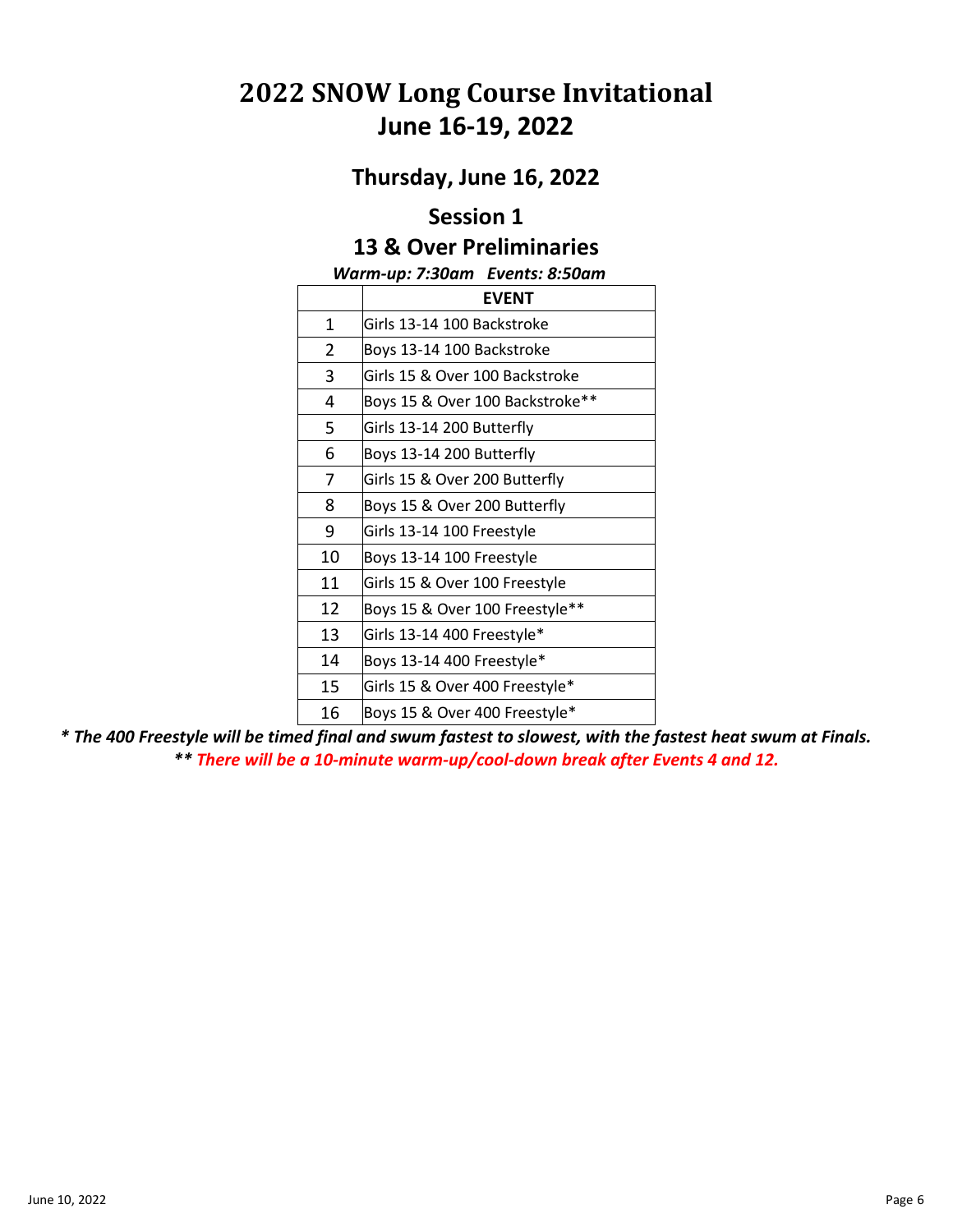# 2022 SNOW Long Course Invitational
# June 16-19, 2022

## Thursday, June 16, 2022

## Session 1

## 13 & Over Preliminaries

***Warm-up: 7:30am Events: 8:50am***

| | EVENT |
|---|---|
| 1 | Girls 13-14 100 Backstroke |
| 2 | Boys 13-14 100 Backstroke |
| 3 | Girls 15 & Over 100 Backstroke |
| 4 | Boys 15 & Over 100 Backstroke** |
| 5 | Girls 13-14 200 Butterfly |
| 6 | Boys 13-14 200 Butterfly |
| 7 | Girls 15 & Over 200 Butterfly |
| 8 | Boys 15 & Over 200 Butterfly |
| 9 | Girls 13-14 100 Freestyle |
| 10 | Boys 13-14 100 Freestyle |
| 11 | Girls 15 & Over 100 Freestyle |
| 12 | Boys 15 & Over 100 Freestyle** |
| 13 | Girls 13-14 400 Freestyle* |
| 14 | Boys 13-14 400 Freestyle* |
| 15 | Girls 15 & Over 400 Freestyle* |
| 16 | Boys 15 & Over 400 Freestyle* |

***\* The 400 Freestyle will be timed final and swum fastest to slowest, with the fastest heat swum at Finals.***

***\*\* There will be a 10-minute warm-up/cool-down break after Events 4 and 12.***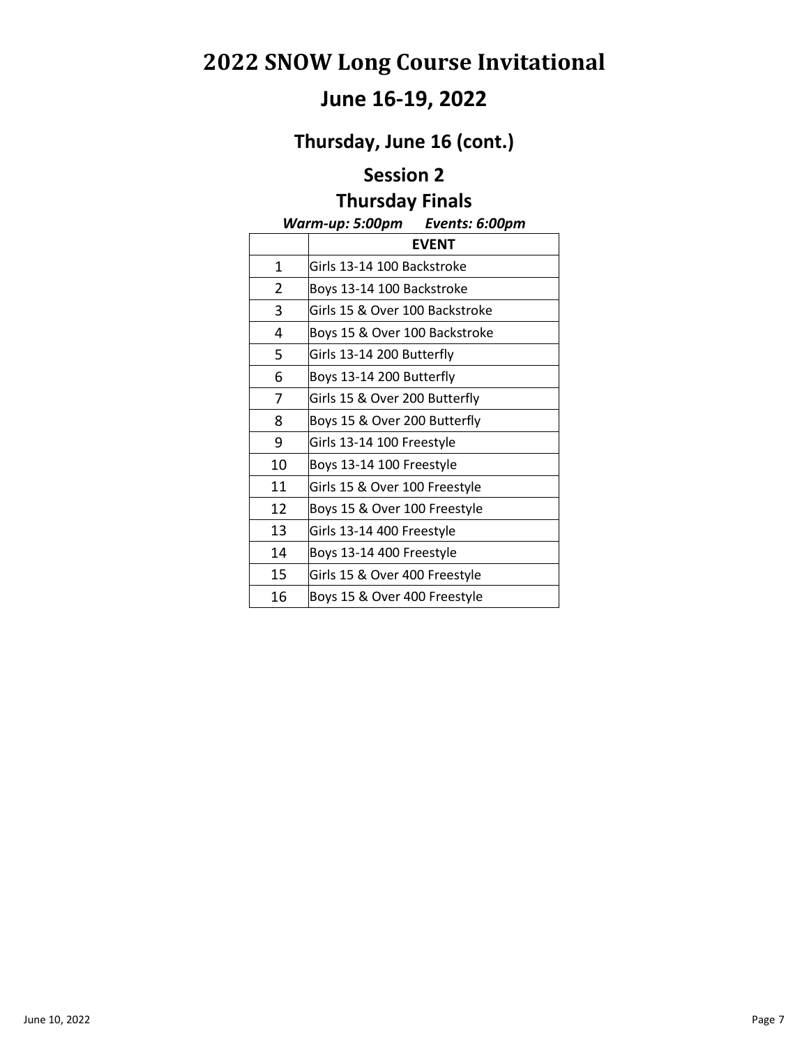# 2022 SNOW Long Course Invitational

## June 16-19, 2022

### Thursday, June 16 (cont.)

### Session 2

### Thursday Finals

***Warm-up: 5:00pm Events: 6:00pm***

| | EVENT |
|---|---|
| 1 | Girls 13-14 100 Backstroke |
| 2 | Boys 13-14 100 Backstroke |
| 3 | Girls 15 & Over 100 Backstroke |
| 4 | Boys 15 & Over 100 Backstroke |
| 5 | Girls 13-14 200 Butterfly |
| 6 | Boys 13-14 200 Butterfly |
| 7 | Girls 15 & Over 200 Butterfly |
| 8 | Boys 15 & Over 200 Butterfly |
| 9 | Girls 13-14 100 Freestyle |
| 10 | Boys 13-14 100 Freestyle |
| 11 | Girls 15 & Over 100 Freestyle |
| 12 | Boys 15 & Over 100 Freestyle |
| 13 | Girls 13-14 400 Freestyle |
| 14 | Boys 13-14 400 Freestyle |
| 15 | Girls 15 & Over 400 Freestyle |
| 16 | Boys 15 & Over 400 Freestyle |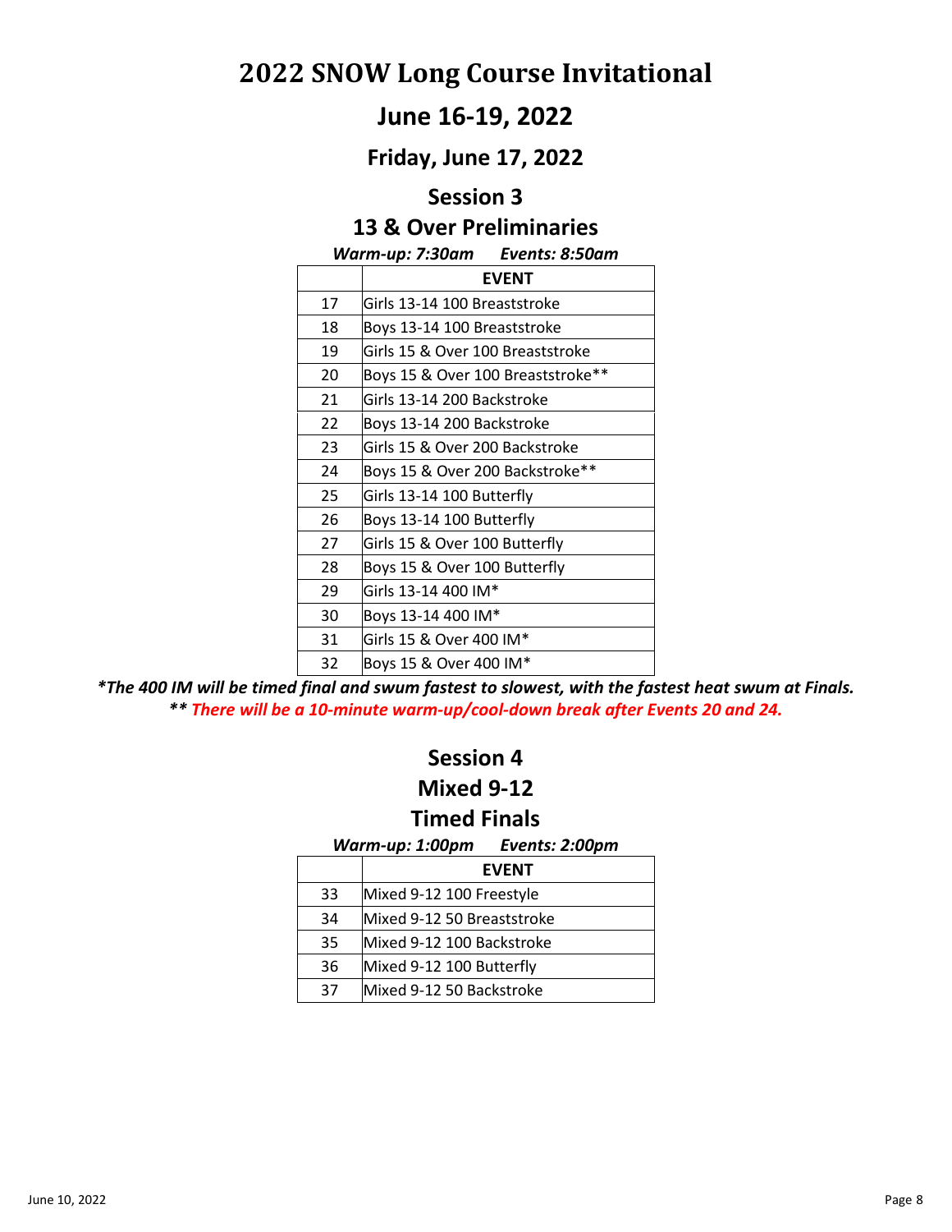# 2022 SNOW Long Course Invitational

## June 16-19, 2022

### Friday, June 17, 2022

### Session 3

### 13 & Over Preliminaries

***Warm-up: 7:30am  Events: 8:50am***

| | EVENT |
|---|---|
| 17 | Girls 13-14 100 Breaststroke |
| 18 | Boys 13-14 100 Breaststroke |
| 19 | Girls 15 & Over 100 Breaststroke |
| 20 | Boys 15 & Over 100 Breaststroke** |
| 21 | Girls 13-14 200 Backstroke |
| 22 | Boys 13-14 200 Backstroke |
| 23 | Girls 15 & Over 200 Backstroke |
| 24 | Boys 15 & Over 200 Backstroke** |
| 25 | Girls 13-14 100 Butterfly |
| 26 | Boys 13-14 100 Butterfly |
| 27 | Girls 15 & Over 100 Butterfly |
| 28 | Boys 15 & Over 100 Butterfly |
| 29 | Girls 13-14 400 IM* |
| 30 | Boys 13-14 400 IM* |
| 31 | Girls 15 & Over 400 IM* |
| 32 | Boys 15 & Over 400 IM* |

***The 400 IM will be timed final and swum fastest to slowest, with the fastest heat swum at Finals.***
***** There will be a 10-minute warm-up/cool-down break after Events 20 and 24.***

### Session 4

### Mixed 9-12

### Timed Finals

***Warm-up: 1:00pm  Events: 2:00pm***

| | EVENT |
|---|---|
| 33 | Mixed 9-12 100 Freestyle |
| 34 | Mixed 9-12 50 Breaststroke |
| 35 | Mixed 9-12 100 Backstroke |
| 36 | Mixed 9-12 100 Butterfly |
| 37 | Mixed 9-12 50 Backstroke |

June 10, 2022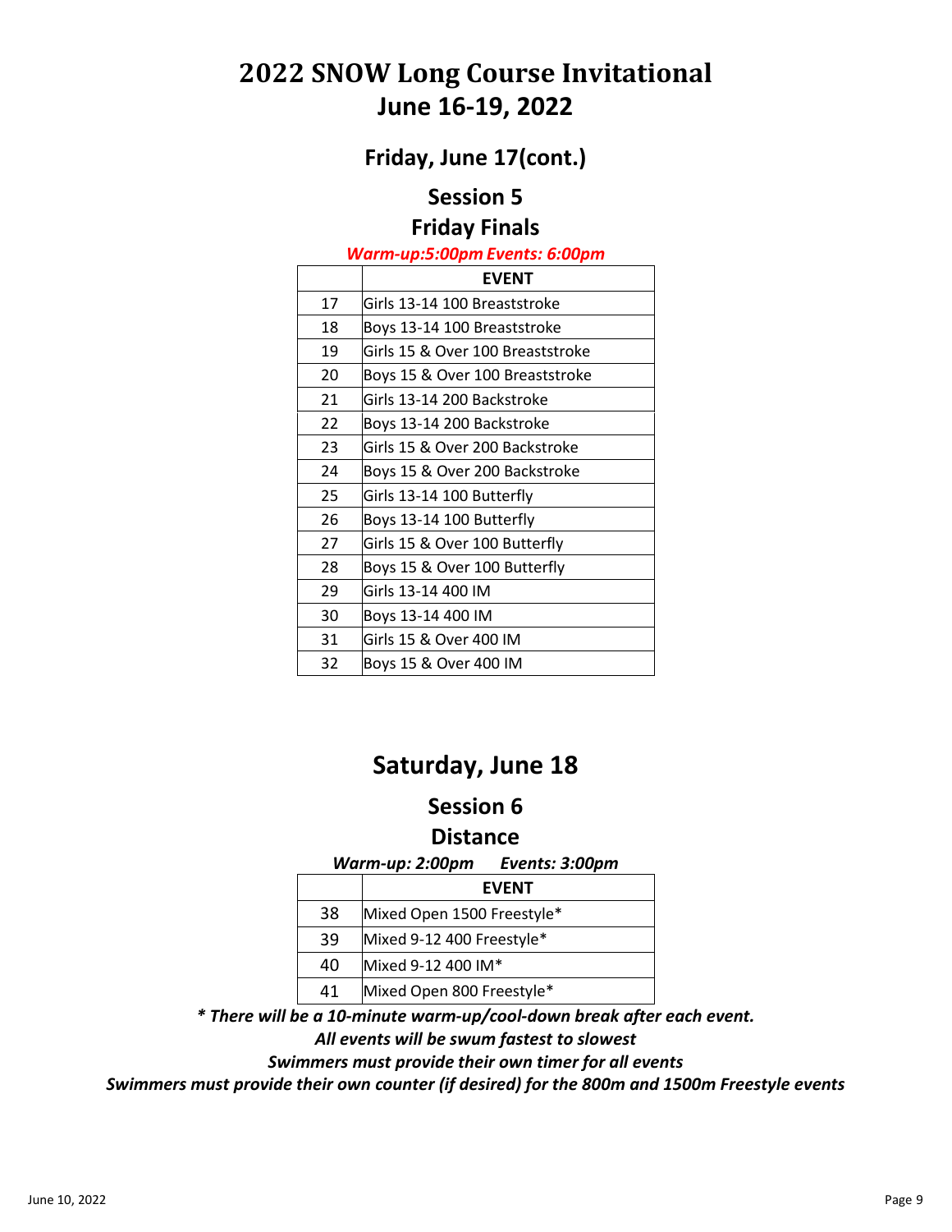# 2022 SNOW Long Course Invitational
# June 16-19, 2022

## Friday, June 17(cont.)

### Session 5
### Friday Finals

***Warm-up:5:00pm Events: 6:00pm***

| | EVENT |
|---|---|
| 17 | Girls 13-14 100 Breaststroke |
| 18 | Boys 13-14 100 Breaststroke |
| 19 | Girls 15 & Over 100 Breaststroke |
| 20 | Boys 15 & Over 100 Breaststroke |
| 21 | Girls 13-14 200 Backstroke |
| 22 | Boys 13-14 200 Backstroke |
| 23 | Girls 15 & Over 200 Backstroke |
| 24 | Boys 15 & Over 200 Backstroke |
| 25 | Girls 13-14 100 Butterfly |
| 26 | Boys 13-14 100 Butterfly |
| 27 | Girls 15 & Over 100 Butterfly |
| 28 | Boys 15 & Over 100 Butterfly |
| 29 | Girls 13-14 400 IM |
| 30 | Boys 13-14 400 IM |
| 31 | Girls 15 & Over 400 IM |
| 32 | Boys 15 & Over 400 IM |

## Saturday, June 18

### Session 6
### Distance

***Warm-up: 2:00pm Events: 3:00pm***

| | EVENT |
|---|---|
| 38 | Mixed Open 1500 Freestyle* |
| 39 | Mixed 9-12 400 Freestyle* |
| 40 | Mixed 9-12 400 IM* |
| 41 | Mixed Open 800 Freestyle* |

***\* There will be a 10-minute warm-up/cool-down break after each event.***

***All events will be swum fastest to slowest***

***Swimmers must provide their own timer for all events***

***Swimmers must provide their own counter (if desired) for the 800m and 1500m Freestyle events***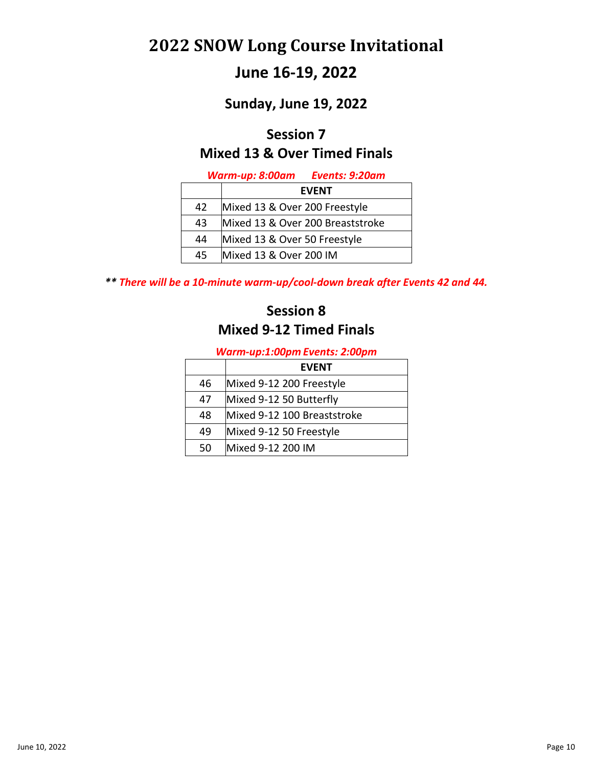# 2022 SNOW Long Course Invitational

## June 16-19, 2022

### Sunday, June 19, 2022

### Session 7
### Mixed 13 & Over Timed Finals

***Warm-up: 8:00am Events: 9:20am***

| | EVENT |
|---|---|
| 42 | Mixed 13 & Over 200 Freestyle |
| 43 | Mixed 13 & Over 200 Breaststroke |
| 44 | Mixed 13 & Over 50 Freestyle |
| 45 | Mixed 13 & Over 200 IM |

***\*\* There will be a 10-minute warm-up/cool-down break after Events 42 and 44.***

### Session 8
### Mixed 9-12 Timed Finals

***Warm-up:1:00pm Events: 2:00pm***

| | EVENT |
|---|---|
| 46 | Mixed 9-12 200 Freestyle |
| 47 | Mixed 9-12 50 Butterfly |
| 48 | Mixed 9-12 100 Breaststroke |
| 49 | Mixed 9-12 50 Freestyle |
| 50 | Mixed 9-12 200 IM |

June 10, 2022